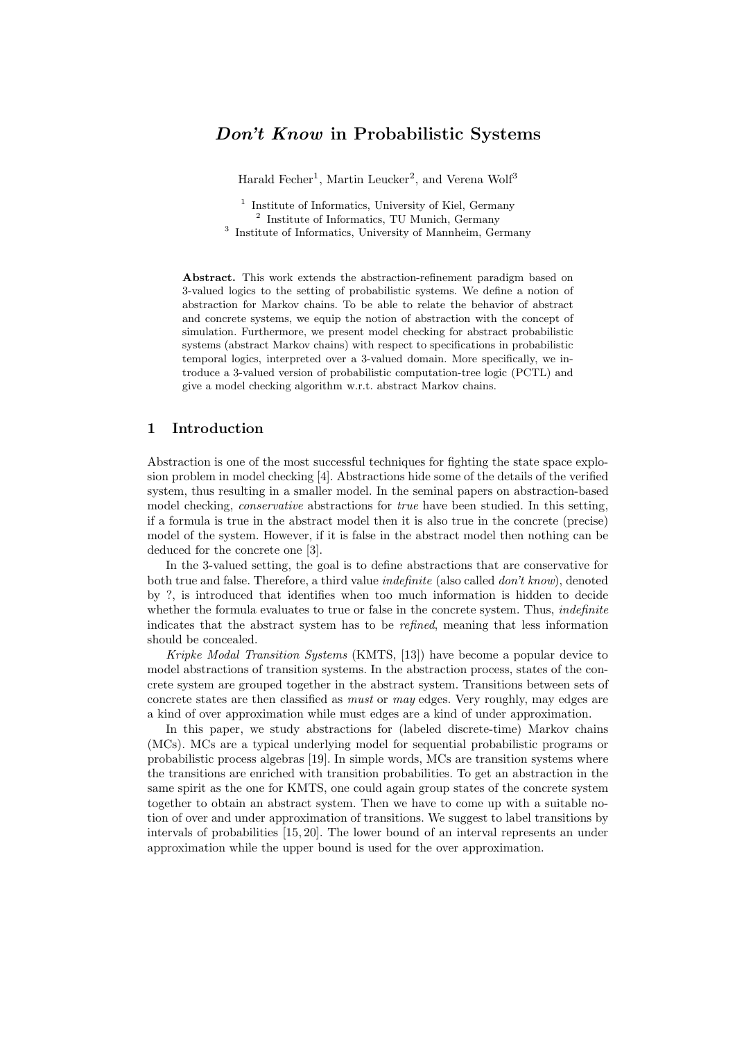# *Don't Know* in Probabilistic Systems

Harald Fecher[1], Martin Leucker[2], and Verena Wolf[3]

[1] Institute of Informatics, University of Kiel, Germany
[2] Institute of Informatics, TU Munich, Germany
[3] Institute of Informatics, University of Mannheim, Germany

**Abstract.** This work extends the abstraction-refinement paradigm based on 3-valued logics to the setting of probabilistic systems. We define a notion of abstraction for Markov chains. To be able to relate the behavior of abstract and concrete systems, we equip the notion of abstraction with the concept of simulation. Furthermore, we present model checking for abstract probabilistic systems (abstract Markov chains) with respect to specifications in probabilistic temporal logics, interpreted over a 3-valued domain. More specifically, we introduce a 3-valued version of probabilistic computation-tree logic (PCTL) and give a model checking algorithm w.r.t. abstract Markov chains.

## 1 Introduction

Abstraction is one of the most successful techniques for fighting the state space explosion problem in model checking [4]. Abstractions hide some of the details of the verified system, thus resulting in a smaller model. In the seminal papers on abstraction-based model checking, *conservative* abstractions for *true* have been studied. In this setting, if a formula is true in the abstract model then it is also true in the concrete (precise) model of the system. However, if it is false in the abstract model then nothing can be deduced for the concrete one [3].

In the 3-valued setting, the goal is to define abstractions that are conservative for both true and false. Therefore, a third value *indefinite* (also called *don't know*), denoted by ?, is introduced that identifies when too much information is hidden to decide whether the formula evaluates to true or false in the concrete system. Thus, *indefinite* indicates that the abstract system has to be *refined*, meaning that less information should be concealed.

*Kripke Modal Transition Systems* (KMTS, [13]) have become a popular device to model abstractions of transition systems. In the abstraction process, states of the concrete system are grouped together in the abstract system. Transitions between sets of concrete states are then classified as *must* or *may* edges. Very roughly, may edges are a kind of over approximation while must edges are a kind of under approximation.

In this paper, we study abstractions for (labeled discrete-time) Markov chains (MCs). MCs are a typical underlying model for sequential probabilistic programs or probabilistic process algebras [19]. In simple words, MCs are transition systems where the transitions are enriched with transition probabilities. To get an abstraction in the same spirit as the one for KMTS, one could again group states of the concrete system together to obtain an abstract system. Then we have to come up with a suitable notion of over and under approximation of transitions. We suggest to label transitions by intervals of probabilities [15, 20]. The lower bound of an interval represents an under approximation while the upper bound is used for the over approximation.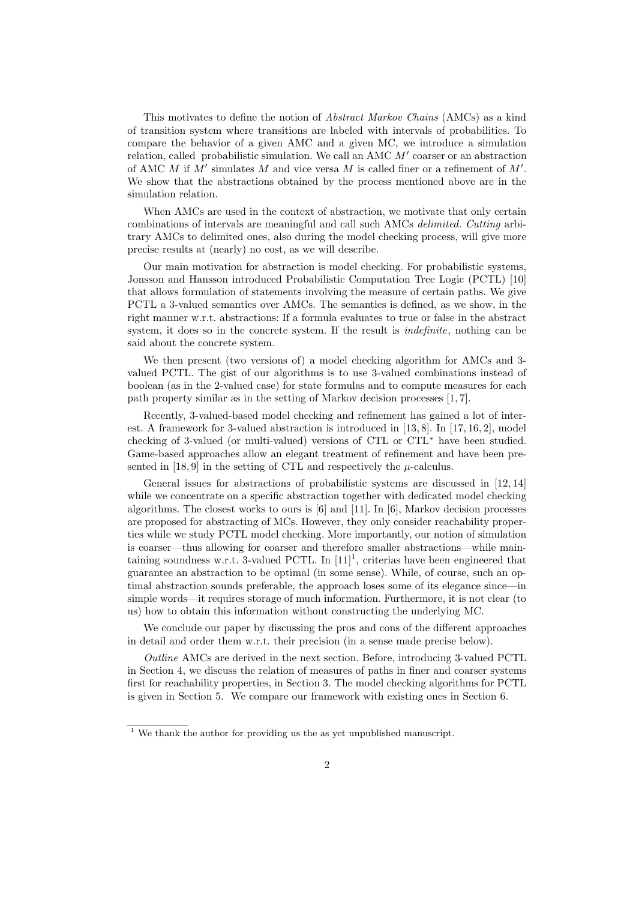This motivates to define the notion of *Abstract Markov Chains* (AMCs) as a kind of transition system where transitions are labeled with intervals of probabilities. To compare the behavior of a given AMC and a given MC, we introduce a simulation relation, called probabilistic simulation. We call an AMC $M'$ coarser or an abstraction of AMC $M$ if $M'$ simulates $M$ and vice versa $M$ is called finer or a refinement of $M'$. We show that the abstractions obtained by the process mentioned above are in the simulation relation.

When AMCs are used in the context of abstraction, we motivate that only certain combinations of intervals are meaningful and call such AMCs *delimited*. *Cutting* arbitrary AMCs to delimited ones, also during the model checking process, will give more precise results at (nearly) no cost, as we will describe.

Our main motivation for abstraction is model checking. For probabilistic systems, Jonsson and Hansson introduced Probabilistic Computation Tree Logic (PCTL) [10] that allows formulation of statements involving the measure of certain paths. We give PCTL a 3-valued semantics over AMCs. The semantics is defined, as we show, in the right manner w.r.t. abstractions: If a formula evaluates to true or false in the abstract system, it does so in the concrete system. If the result is *indefinite*, nothing can be said about the concrete system.

We then present (two versions of) a model checking algorithm for AMCs and 3-valued PCTL. The gist of our algorithms is to use 3-valued combinations instead of boolean (as in the 2-valued case) for state formulas and to compute measures for each path property similar as in the setting of Markov decision processes [1, 7].

Recently, 3-valued-based model checking and refinement has gained a lot of interest. A framework for 3-valued abstraction is introduced in [13, 8]. In [17, 16, 2], model checking of 3-valued (or multi-valued) versions of CTL or CTL$^*$ have been studied. Game-based approaches allow an elegant treatment of refinement and have been presented in [18, 9] in the setting of CTL and respectively the $\mu$-calculus.

General issues for abstractions of probabilistic systems are discussed in [12, 14] while we concentrate on a specific abstraction together with dedicated model checking algorithms. The closest works to ours is [6] and [11]. In [6], Markov decision processes are proposed for abstracting of MCs. However, they only consider reachability properties while we study PCTL model checking. More importantly, our notion of simulation is coarser—thus allowing for coarser and therefore smaller abstractions—while maintaining soundness w.r.t. 3-valued PCTL. In [11][1], criterias have been engineered that guarantee an abstraction to be optimal (in some sense). While, of course, such an optimal abstraction sounds preferable, the approach loses some of its elegance since—in simple words—it requires storage of much information. Furthermore, it is not clear (to us) how to obtain this information without constructing the underlying MC.

We conclude our paper by discussing the pros and cons of the different approaches in detail and order them w.r.t. their precision (in a sense made precise below).

*Outline* AMCs are derived in the next section. Before, introducing 3-valued PCTL in Section 4, we discuss the relation of measures of paths in finer and coarser systems first for reachability properties, in Section 3. The model checking algorithms for PCTL is given in Section 5. We compare our framework with existing ones in Section 6.

[1] We thank the author for providing us the as yet unpublished manuscript.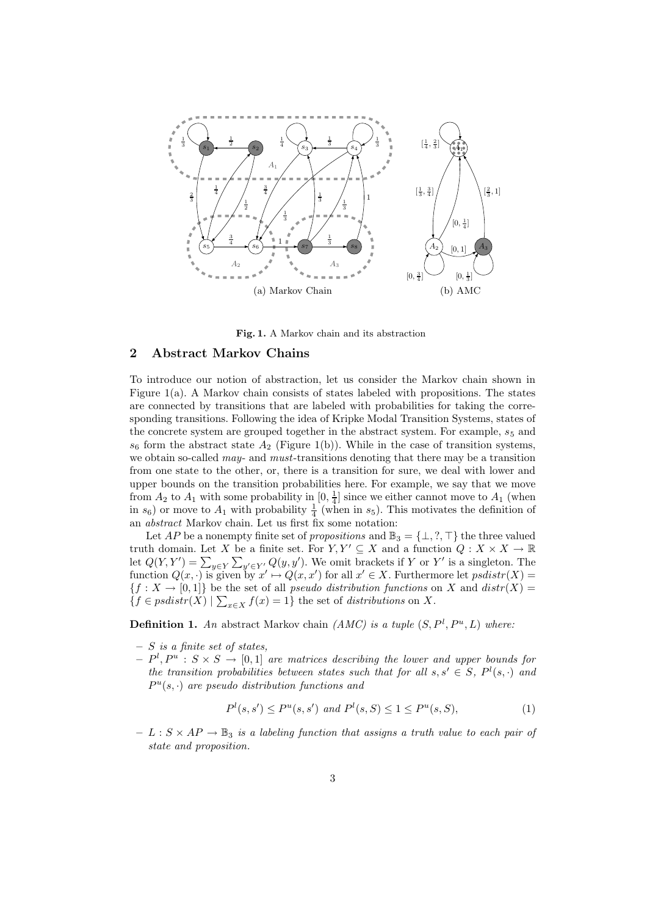(a) Markov Chain (b) AMC

**Fig. 1.** A Markov chain and its abstraction

## 2 Abstract Markov Chains

To introduce our notion of abstraction, let us consider the Markov chain shown in Figure 1(a). A Markov chain consists of states labeled with propositions. The states are connected by transitions that are labeled with probabilities for taking the corresponding transitions. Following the idea of Kripke Modal Transition Systems, states of the concrete system are grouped together in the abstract system. For example, $s_5$ and $s_6$ form the abstract state $A_2$ (Figure 1(b)). While in the case of transition systems, we obtain so-called *may*- and *must*-transitions denoting that there may be a transition from one state to the other, or, there is a transition for sure, we deal with lower and upper bounds on the transition probabilities here. For example, we say that we move from $A_2$ to $A_1$ with some probability in $[0, \frac{1}{4}]$ since we either cannot move to $A_1$ (when in $s_6$) or move to $A_1$ with probability $\frac{1}{4}$ (when in $s_5$). This motivates the definition of an *abstract* Markov chain. Let us first fix some notation:

Let $AP$ be a nonempty finite set of *propositions* and $\mathbb{B}_3 = \{\bot, ?, \top\}$ the three valued truth domain. Let $X$ be a finite set. For $Y, Y' \subseteq X$ and a function $Q : X \times X \to \mathbb{R}$ let $Q(Y, Y') = \sum_{y \in Y} \sum_{y' \in Y'} Q(y, y')$. We omit brackets if $Y$ or $Y'$ is a singleton. The function $Q(x, \cdot)$ is given by $x' \mapsto Q(x, x')$ for all $x' \in X$. Furthermore let $psdistr(X) = \{f : X \to [0, 1]\}$ be the set of all *pseudo distribution functions* on $X$ and $distr(X) = \{f \in psdistr(X) \mid \sum_{x \in X} f(x) = 1\}$ the set of *distributions* on $X$.

**Definition 1.** *An* abstract Markov chain *(AMC) is a tuple $(S, P^l, P^u, L)$ where:*

- *$S$ is a finite set of states,*
- *$P^l, P^u : S \times S \to [0, 1]$ are matrices describing the lower and upper bounds for the transition probabilities between states such that for all $s, s' \in S$, $P^l(s, \cdot)$ and $P^u(s, \cdot)$ are pseudo distribution functions and*

$$P^l(s, s') \leq P^u(s, s') \text{ and } P^l(s, S) \leq 1 \leq P^u(s, S), \tag{1}$$

- *$L : S \times AP \to \mathbb{B}_3$ is a labeling function that assigns a truth value to each pair of state and proposition.*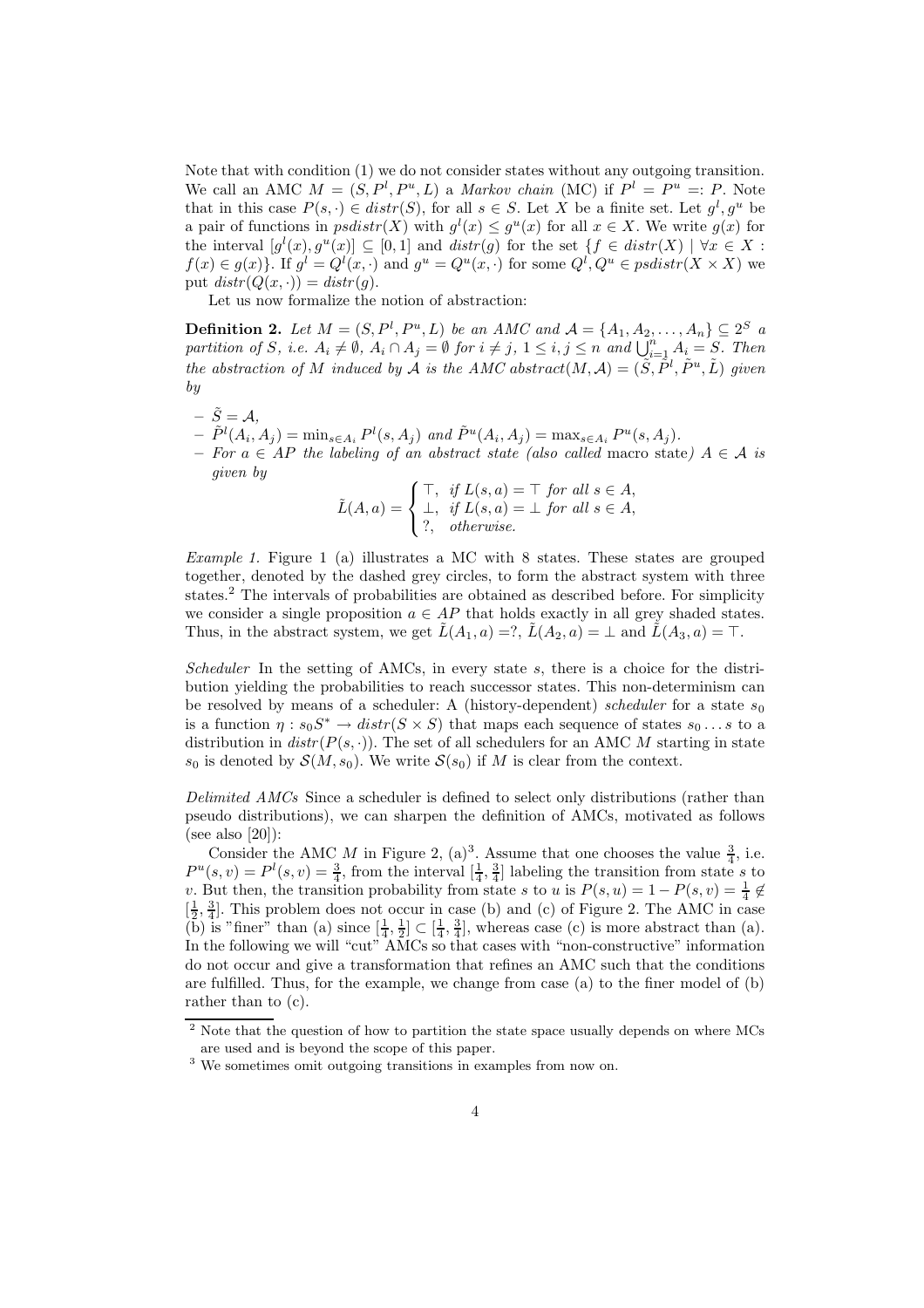Note that with condition (1) we do not consider states without any outgoing transition. We call an AMC $M = (S, P^l, P^u, L)$ a *Markov chain* (MC) if $P^l = P^u =: P$. Note that in this case $P(s, \cdot) \in distr(S)$, for all $s \in S$. Let $X$ be a finite set. Let $g^l, g^u$ be a pair of functions in $psdistr(X)$ with $g^l(x) \leq g^u(x)$ for all $x \in X$. We write $g(x)$ for the interval $[g^l(x), g^u(x)] \subseteq [0, 1]$ and $distr(g)$ for the set $\{f \in distr(X) \mid \forall x \in X : f(x) \in g(x)\}$. If $g^l = Q^l(x, \cdot)$ and $g^u = Q^u(x, \cdot)$ for some $Q^l, Q^u \in psdistr(X \times X)$ we put $distr(Q(x, \cdot)) = distr(g)$.

Let us now formalize the notion of abstraction:

**Definition 2.** *Let $M = (S, P^l, P^u, L)$ be an AMC and $\mathcal{A} = \{A_1, A_2, \ldots, A_n\} \subseteq 2^S$ a partition of $S$, i.e. $A_i \neq \emptyset$, $A_i \cap A_j = \emptyset$ for $i \neq j$, $1 \leq i, j \leq n$ and $\bigcup_{i=1}^{n} A_i = S$. Then the abstraction of $M$ induced by $\mathcal{A}$ is the AMC $abstract(M, \mathcal{A}) = (\tilde{S}, \tilde{P}^l, \tilde{P}^u, \tilde{L})$ given by*

- $\tilde{S} = \mathcal{A}$,
- $\tilde{P}^l(A_i, A_j) = \min_{s \in A_i} P^l(s, A_j)$ *and* $\tilde{P}^u(A_i, A_j) = \max_{s \in A_i} P^u(s, A_j)$.
- *For $a \in AP$ the labeling of an abstract state (also called* macro state*) $A \in \mathcal{A}$ is given by*

$$\tilde{L}(A, a) = \begin{cases} \top, & \text{if } L(s, a) = \top \text{ for all } s \in A, \\ \bot, & \text{if } L(s, a) = \bot \text{ for all } s \in A, \\ ?, & \text{otherwise.} \end{cases}$$

*Example 1.* Figure 1 (a) illustrates a MC with 8 states. These states are grouped together, denoted by the dashed grey circles, to form the abstract system with three states.[2] The intervals of probabilities are obtained as described before. For simplicity we consider a single proposition $a \in AP$ that holds exactly in all grey shaded states. Thus, in the abstract system, we get $\tilde{L}(A_1, a) = ?$, $\tilde{L}(A_2, a) = \bot$ and $\tilde{L}(A_3, a) = \top$.

*Scheduler* In the setting of AMCs, in every state $s$, there is a choice for the distribution yielding the probabilities to reach successor states. This non-determinism can be resolved by means of a scheduler: A (history-dependent) *scheduler* for a state $s_0$ is a function $\eta : s_0 S^* \to distr(S \times S)$ that maps each sequence of states $s_0 \ldots s$ to a distribution in $distr(P(s, \cdot))$. The set of all schedulers for an AMC $M$ starting in state $s_0$ is denoted by $\mathcal{S}(M, s_0)$. We write $\mathcal{S}(s_0)$ if $M$ is clear from the context.

*Delimited AMCs* Since a scheduler is defined to select only distributions (rather than pseudo distributions), we can sharpen the definition of AMCs, motivated as follows (see also [20]):

Consider the AMC $M$ in Figure 2, (a)[3]. Assume that one chooses the value $\frac{3}{4}$, i.e. $P^u(s, v) = P^l(s, v) = \frac{3}{4}$, from the interval $[\frac{1}{4}, \frac{3}{4}]$ labeling the transition from state $s$ to $v$. But then, the transition probability from state $s$ to $u$ is $P(s, u) = 1 - P(s, v) = \frac{1}{4} \notin [\frac{1}{2}, \frac{3}{4}]$. This problem does not occur in case (b) and (c) of Figure 2. The AMC in case (b) is "finer" than (a) since $[\frac{1}{4}, \frac{1}{2}] \subset [\frac{1}{4}, \frac{3}{4}]$, whereas case (c) is more abstract than (a). In the following we will "cut" AMCs so that cases with "non-constructive" information do not occur and give a transformation that refines an AMC such that the conditions are fulfilled. Thus, for the example, we change from case (a) to the finer model of (b) rather than to (c).

[2] Note that the question of how to partition the state space usually depends on where MCs are used and is beyond the scope of this paper.

[3] We sometimes omit outgoing transitions in examples from now on.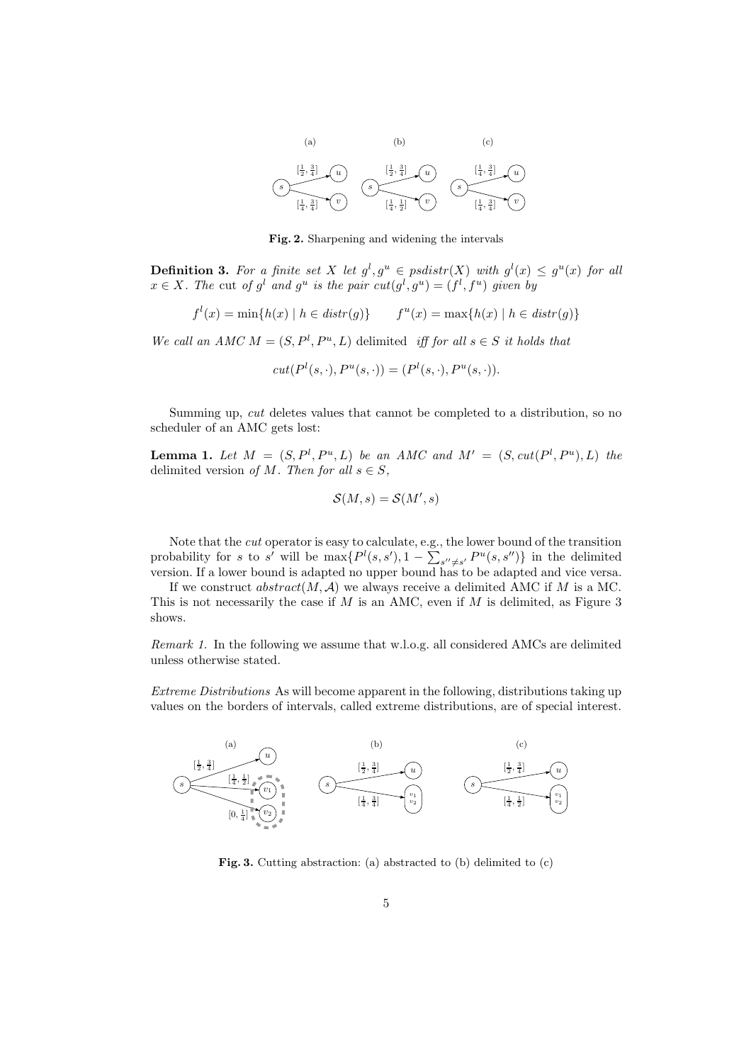(a) (b) (c)

**Fig. 2.** Sharpening and widening the intervals

**Definition 3.** *For a finite set $X$ let $g^l, g^u \in psdistr(X)$ with $g^l(x) \leq g^u(x)$ for all $x \in X$. The* cut *of $g^l$ and $g^u$ is the pair $cut(g^l, g^u) = (f^l, f^u)$ given by*

$$f^l(x) = \min\{h(x) \mid h \in distr(g)\} \qquad f^u(x) = \max\{h(x) \mid h \in distr(g)\}$$

*We call an AMC $M = (S, P^l, P^u, L)$* delimited *iff for all $s \in S$ it holds that*

$$cut(P^l(s, \cdot), P^u(s, \cdot)) = (P^l(s, \cdot), P^u(s, \cdot)).$$

Summing up, *cut* deletes values that cannot be completed to a distribution, so no scheduler of an AMC gets lost:

**Lemma 1.** *Let $M = (S, P^l, P^u, L)$ be an AMC and $M' = (S, cut(P^l, P^u), L)$ the* delimited version *of $M$. Then for all $s \in S$,*

$$\mathcal{S}(M, s) = \mathcal{S}(M', s)$$

Note that the *cut* operator is easy to calculate, e.g., the lower bound of the transition probability for $s$ to $s'$ will be $\max\{P^l(s, s'), 1 - \sum_{s'' \neq s'} P^u(s, s'')\}$ in the delimited version. If a lower bound is adapted no upper bound has to be adapted and vice versa.

If we construct $abstract(M, \mathcal{A})$ we always receive a delimited AMC if $M$ is a MC. This is not necessarily the case if $M$ is an AMC, even if $M$ is delimited, as Figure 3 shows.

*Remark 1.* In the following we assume that w.l.o.g. all considered AMCs are delimited unless otherwise stated.

*Extreme Distributions* As will become apparent in the following, distributions taking up values on the borders of intervals, called extreme distributions, are of special interest.

(a) (b) (c)

**Fig. 3.** Cutting abstraction: (a) abstracted to (b) delimited to (c)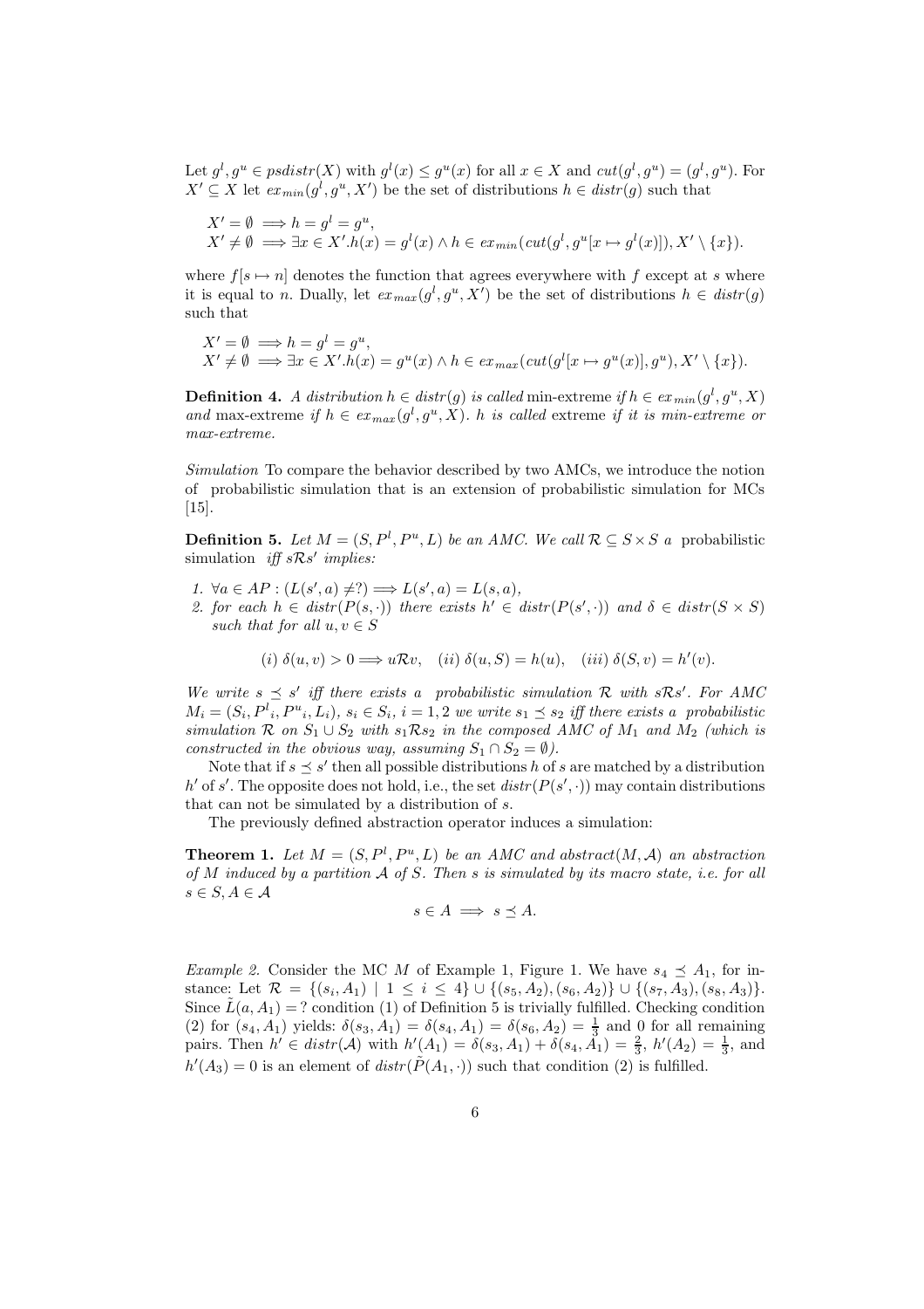Let $g^l, g^u \in psdistr(X)$ with $g^l(x) \leq g^u(x)$ for all $x \in X$ and $cut(g^l, g^u) = (g^l, g^u)$. For $X' \subseteq X$ let $ex_{min}(g^l, g^u, X')$ be the set of distributions $h \in distr(g)$ such that

$$X' = \emptyset \implies h = g^l = g^u,$$
$$X' \neq \emptyset \implies \exists x \in X'.h(x) = g^l(x) \wedge h \in ex_{min}(cut(g^l, g^u[x \mapsto g^l(x)]), X' \setminus \{x\}).$$

where $f[s \mapsto n]$ denotes the function that agrees everywhere with $f$ except at $s$ where it is equal to $n$. Dually, let $ex_{max}(g^l, g^u, X')$ be the set of distributions $h \in distr(g)$ such that

$$X' = \emptyset \implies h = g^l = g^u,$$
$$X' \neq \emptyset \implies \exists x \in X'.h(x) = g^u(x) \wedge h \in ex_{max}(cut(g^l[x \mapsto g^u(x)], g^u), X' \setminus \{x\}).$$

**Definition 4.** *A distribution $h \in distr(g)$ is called* min-extreme *if $h \in ex_{min}(g^l, g^u, X)$ and* max-extreme *if $h \in ex_{max}(g^l, g^u, X)$. $h$ is called* extreme *if it is min-extreme or max-extreme.*

*Simulation* To compare the behavior described by two AMCs, we introduce the notion of probabilistic simulation that is an extension of probabilistic simulation for MCs [15].

**Definition 5.** *Let $M = (S, P^l, P^u, L)$ be an AMC. We call $\mathcal{R} \subseteq S \times S$ a* probabilistic simulation *iff $s\mathcal{R}s'$ implies:*

1. *$\forall a \in AP : (L(s', a) \neq ?) \implies L(s', a) = L(s, a)$,*
2. *for each $h \in distr(P(s, \cdot))$ there exists $h' \in distr(P(s', \cdot))$ and $\delta \in distr(S \times S)$ such that for all $u, v \in S$*

$$(i)\ \delta(u, v) > 0 \implies u\mathcal{R}v, \quad (ii)\ \delta(u, S) = h(u), \quad (iii)\ \delta(S, v) = h'(v).$$

*We write $s \preceq s'$ iff there exists a probabilistic simulation $\mathcal{R}$ with $s\mathcal{R}s'$. For AMC $M_i = (S_i, {P^l}_i, {P^u}_i, L_i)$, $s_i \in S_i$, $i = 1, 2$ we write $s_1 \preceq s_2$ iff there exists a probabilistic simulation $\mathcal{R}$ on $S_1 \cup S_2$ with $s_1\mathcal{R}s_2$ in the composed AMC of $M_1$ and $M_2$ (which is constructed in the obvious way, assuming $S_1 \cap S_2 = \emptyset$).*

Note that if $s \preceq s'$ then all possible distributions $h$ of $s$ are matched by a distribution $h'$ of $s'$. The opposite does not hold, i.e., the set $distr(P(s', \cdot))$ may contain distributions that can not be simulated by a distribution of $s$.

The previously defined abstraction operator induces a simulation:

**Theorem 1.** *Let $M = (S, P^l, P^u, L)$ be an AMC and $abstract(M, \mathcal{A})$ an abstraction of $M$ induced by a partition $\mathcal{A}$ of $S$. Then $s$ is simulated by its macro state, i.e. for all $s \in S, A \in \mathcal{A}$*

$$s \in A \implies s \preceq A.$$

*Example 2.* Consider the MC $M$ of Example 1, Figure 1. We have $s_4 \preceq A_1$, for instance: Let $\mathcal{R} = \{(s_i, A_1) \mid 1 \leq i \leq 4\} \cup \{(s_5, A_2), (s_6, A_2)\} \cup \{(s_7, A_3), (s_8, A_3)\}$. Since $\tilde{L}(a, A_1) = ?$ condition (1) of Definition 5 is trivially fulfilled. Checking condition (2) for $(s_4, A_1)$ yields: $\delta(s_3, A_1) = \delta(s_4, A_1) = \delta(s_6, A_2) = \frac{1}{3}$ and 0 for all remaining pairs. Then $h' \in distr(\mathcal{A})$ with $h'(A_1) = \delta(s_3, A_1) + \delta(s_4, A_1) = \frac{2}{3}$, $h'(A_2) = \frac{1}{3}$, and $h'(A_3) = 0$ is an element of $distr(\tilde{P}(A_1, \cdot))$ such that condition (2) is fulfilled.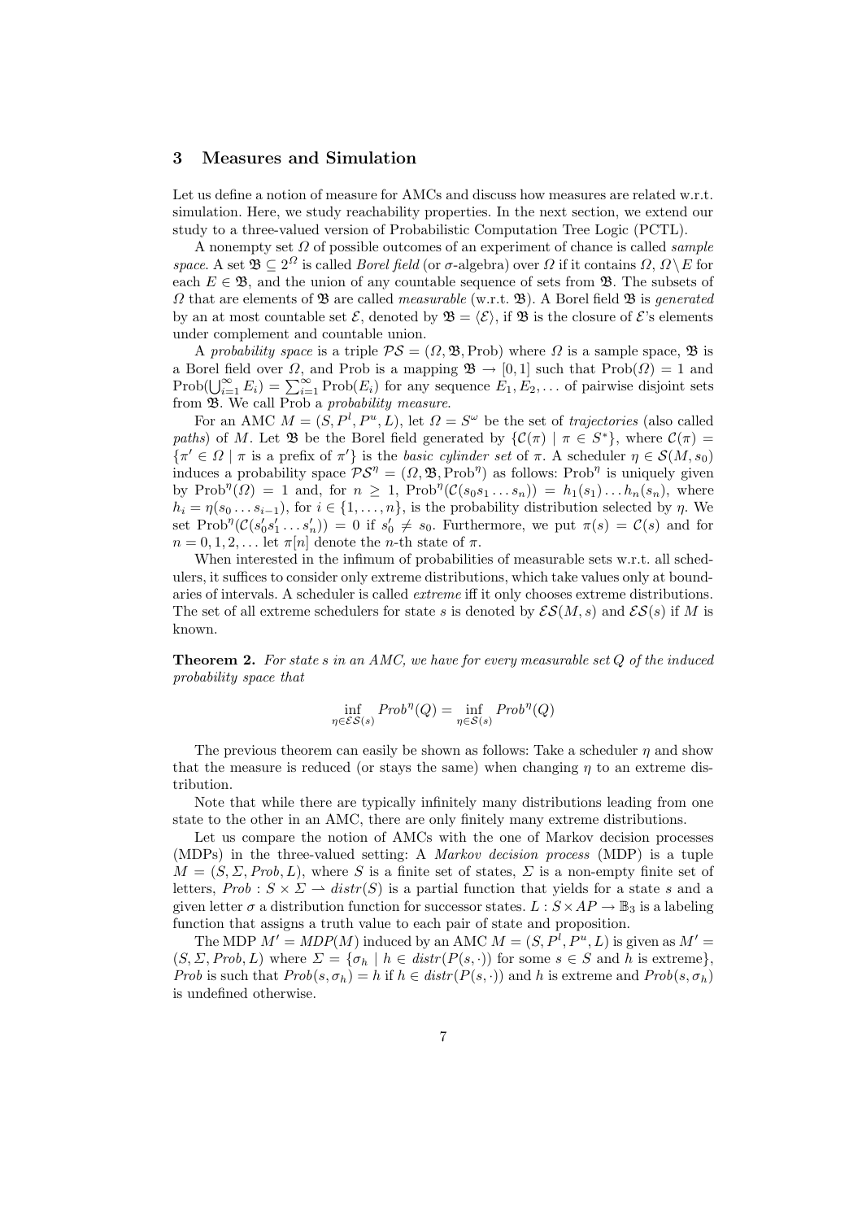## 3 Measures and Simulation

Let us define a notion of measure for AMCs and discuss how measures are related w.r.t. simulation. Here, we study reachability properties. In the next section, we extend our study to a three-valued version of Probabilistic Computation Tree Logic (PCTL).

A nonempty set $\Omega$ of possible outcomes of an experiment of chance is called *sample space*. A set $\mathfrak{B} \subseteq 2^{\Omega}$ is called *Borel field* (or $\sigma$-algebra) over $\Omega$ if it contains $\Omega$, $\Omega \setminus E$ for each $E \in \mathfrak{B}$, and the union of any countable sequence of sets from $\mathfrak{B}$. The subsets of $\Omega$ that are elements of $\mathfrak{B}$ are called *measurable* (w.r.t. $\mathfrak{B}$). A Borel field $\mathfrak{B}$ is *generated* by an at most countable set $\mathcal{E}$, denoted by $\mathfrak{B} = \langle \mathcal{E} \rangle$, if $\mathfrak{B}$ is the closure of $\mathcal{E}$'s elements under complement and countable union.

A *probability space* is a triple $\mathcal{PS} = (\Omega, \mathfrak{B}, \text{Prob})$ where $\Omega$ is a sample space, $\mathfrak{B}$ is a Borel field over $\Omega$, and Prob is a mapping $\mathfrak{B} \to [0,1]$ such that $\text{Prob}(\Omega) = 1$ and $\text{Prob}(\bigcup_{i=1}^{\infty} E_i) = \sum_{i=1}^{\infty} \text{Prob}(E_i)$ for any sequence $E_1, E_2, \ldots$ of pairwise disjoint sets from $\mathfrak{B}$. We call Prob a *probability measure*.

For an AMC $M = (S, P^l, P^u, L)$, let $\Omega = S^{\omega}$ be the set of *trajectories* (also called *paths*) of $M$. Let $\mathfrak{B}$ be the Borel field generated by $\{\mathcal{C}(\pi) \mid \pi \in S^*\}$, where $\mathcal{C}(\pi) = \{\pi' \in \Omega \mid \pi \text{ is a prefix of } \pi'\}$ is the *basic cylinder set* of $\pi$. A scheduler $\eta \in \mathcal{S}(M, s_0)$ induces a probability space $\mathcal{PS}^{\eta} = (\Omega, \mathfrak{B}, \text{Prob}^{\eta})$ as follows: $\text{Prob}^{\eta}$ is uniquely given by $\text{Prob}^{\eta}(\Omega) = 1$ and, for $n \geq 1$, $\text{Prob}^{\eta}(\mathcal{C}(s_0 s_1 \ldots s_n)) = h_1(s_1) \ldots h_n(s_n)$, where $h_i = \eta(s_0 \ldots s_{i-1})$, for $i \in \{1, \ldots, n\}$, is the probability distribution selected by $\eta$. We set $\text{Prob}^{\eta}(\mathcal{C}(s'_0 s'_1 \ldots s'_n)) = 0$ if $s'_0 \neq s_0$. Furthermore, we put $\pi(s) = \mathcal{C}(s)$ and for $n = 0, 1, 2, \ldots$ let $\pi[n]$ denote the $n$-th state of $\pi$.

When interested in the infimum of probabilities of measurable sets w.r.t. all schedulers, it suffices to consider only extreme distributions, which take values only at boundaries of intervals. A scheduler is called *extreme* iff it only chooses extreme distributions. The set of all extreme schedulers for state $s$ is denoted by $\mathcal{ES}(M, s)$ and $\mathcal{ES}(s)$ if $M$ is known.

**Theorem 2.** *For state $s$ in an AMC, we have for every measurable set $Q$ of the induced probability space that*

$$\inf_{\eta \in \mathcal{ES}(s)} Prob^{\eta}(Q) = \inf_{\eta \in \mathcal{S}(s)} Prob^{\eta}(Q)$$

The previous theorem can easily be shown as follows: Take a scheduler $\eta$ and show that the measure is reduced (or stays the same) when changing $\eta$ to an extreme distribution.

Note that while there are typically infinitely many distributions leading from one state to the other in an AMC, there are only finitely many extreme distributions.

Let us compare the notion of AMCs with the one of Markov decision processes (MDPs) in the three-valued setting: A *Markov decision process* (MDP) is a tuple $M = (S, \Sigma, Prob, L)$, where $S$ is a finite set of states, $\Sigma$ is a non-empty finite set of letters, $Prob : S \times \Sigma \rightharpoonup distr(S)$ is a partial function that yields for a state $s$ and a given letter $\sigma$ a distribution function for successor states. $L : S \times AP \to \mathbb{B}_3$ is a labeling function that assigns a truth value to each pair of state and proposition.

The MDP $M' = MDP(M)$ induced by an AMC $M = (S, P^l, P^u, L)$ is given as $M' = (S, \Sigma, Prob, L)$ where $\Sigma = \{\sigma_h \mid h \in distr(P(s, \cdot)) \text{ for some } s \in S \text{ and } h \text{ is extreme}\}$, $Prob$ is such that $Prob(s, \sigma_h) = h$ if $h \in distr(P(s, \cdot))$ and $h$ is extreme and $Prob(s, \sigma_h)$ is undefined otherwise.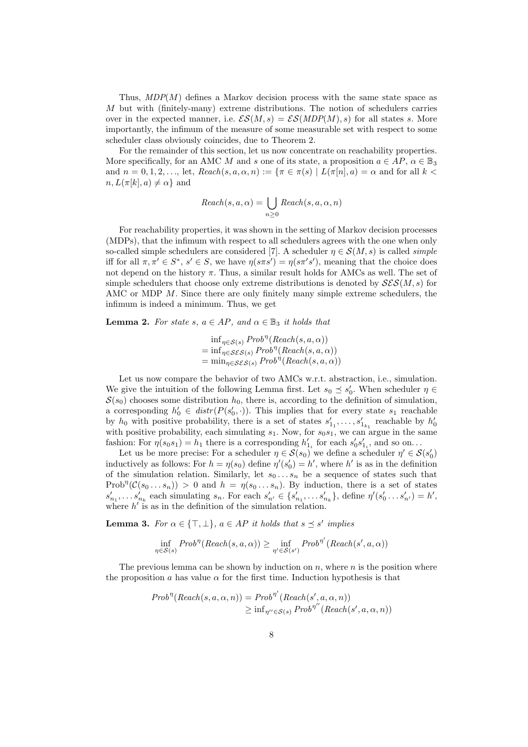Thus, $MDP(M)$ defines a Markov decision process with the same state space as $M$ but with (finitely-many) extreme distributions. The notion of schedulers carries over in the expected manner, i.e. $\mathcal{ES}(M,s) = \mathcal{ES}(MDP(M),s)$ for all states $s$. More importantly, the infimum of the measure of some measurable set with respect to some scheduler class obviously coincides, due to Theorem 2.

For the remainder of this section, let us now concentrate on reachability properties. More specifically, for an AMC $M$ and $s$ one of its state, a proposition $a \in AP$, $\alpha \in \mathbb{B}_3$ and $n = 0, 1, 2, \ldots$, let, $Reach(s, a, \alpha, n) := \{\pi \in \pi(s) \mid L(\pi[n], a) = \alpha$ and for all $k < n, L(\pi[k], a) \neq \alpha\}$ and

$$Reach(s, a, \alpha) = \bigcup_{n \geq 0} Reach(s, a, \alpha, n)$$

For reachability properties, it was shown in the setting of Markov decision processes (MDPs), that the infimum with respect to all schedulers agrees with the one when only so-called simple schedulers are considered [7]. A scheduler $\eta \in \mathcal{S}(M,s)$ is called *simple* iff for all $\pi, \pi' \in S^*$, $s' \in S$, we have $\eta(s\pi s') = \eta(s\pi' s')$, meaning that the choice does not depend on the history $\pi$. Thus, a similar result holds for AMCs as well. The set of simple schedulers that choose only extreme distributions is denoted by $\mathcal{SES}(M,s)$ for AMC or MDP $M$. Since there are only finitely many simple extreme schedulers, the infimum is indeed a minimum. Thus, we get

**Lemma 2.** *For state $s$, $a \in AP$, and $\alpha \in \mathbb{B}_3$ it holds that*

$$\begin{aligned}
&\inf_{\eta \in \mathcal{S}(s)} Prob^{\eta}(Reach(s, a, \alpha)) \\
&= \inf_{\eta \in \mathcal{SES}(s)} Prob^{\eta}(Reach(s, a, \alpha)) \\
&= \min_{\eta \in \mathcal{SES}(s)} Prob^{\eta}(Reach(s, a, \alpha))
\end{aligned}$$

Let us now compare the behavior of two AMCs w.r.t. abstraction, i.e., simulation. We give the intuition of the following Lemma first. Let $s_0 \preceq s_0'$. When scheduler $\eta \in \mathcal{S}(s_0)$ chooses some distribution $h_0$, there is, according to the definition of simulation, a corresponding $h_0' \in distr(P(s_0', \cdot))$. This implies that for every state $s_1$ reachable by $h_0$ with positive probability, there is a set of states $s'_{1_1}, \ldots, s'_{1_{k_1}}$ reachable by $h_0'$ with positive probability, each simulating $s_1$. Now, for $s_0 s_1$, we can argue in the same fashion: For $\eta(s_0 s_1) = h_1$ there is a corresponding $h'_{1_i}$ for each $s_0' s'_{1_i}$, and so on...

Let us be more precise: For a scheduler $\eta \in \mathcal{S}(s_0)$ we define a scheduler $\eta' \in \mathcal{S}(s_0')$ inductively as follows: For $h = \eta(s_0)$ define $\eta'(s_0') = h'$, where $h'$ is as in the definition of the simulation relation. Similarly, let $s_0 \ldots s_n$ be a sequence of states such that $\mathrm{Prob}^{\eta}(\mathcal{C}(s_0 \ldots s_n)) > 0$ and $h = \eta(s_0 \ldots s_n)$. By induction, there is a set of states $s'_{n_1}, \ldots s'_{n_k}$ each simulating $s_n$. For each $s'_{n'} \in \{s'_{n_1}, \ldots s'_{n_k}\}$, define $\eta'(s_0' \ldots s'_{n'}) = h'$, where $h'$ is as in the definition of the simulation relation.

**Lemma 3.** *For $\alpha \in \{\top, \bot\}$, $a \in AP$ it holds that $s \preceq s'$ implies*

$$\inf_{\eta \in \mathcal{S}(s)} Prob^{\eta}(Reach(s, a, \alpha)) \geq \inf_{\eta' \in \mathcal{S}(s')} Prob^{\eta'}(Reach(s', a, \alpha))$$

The previous lemma can be shown by induction on $n$, where $n$ is the position where the proposition $a$ has value $\alpha$ for the first time. Induction hypothesis is that

$$\begin{aligned}
Prob^{\eta}(Reach(s, a, \alpha, n)) &= Prob^{\eta'}(Reach(s', a, \alpha, n)) \\
&\geq \inf_{\eta'' \in \mathcal{S}(s)} Prob^{\eta''}(Reach(s', a, \alpha, n))
\end{aligned}$$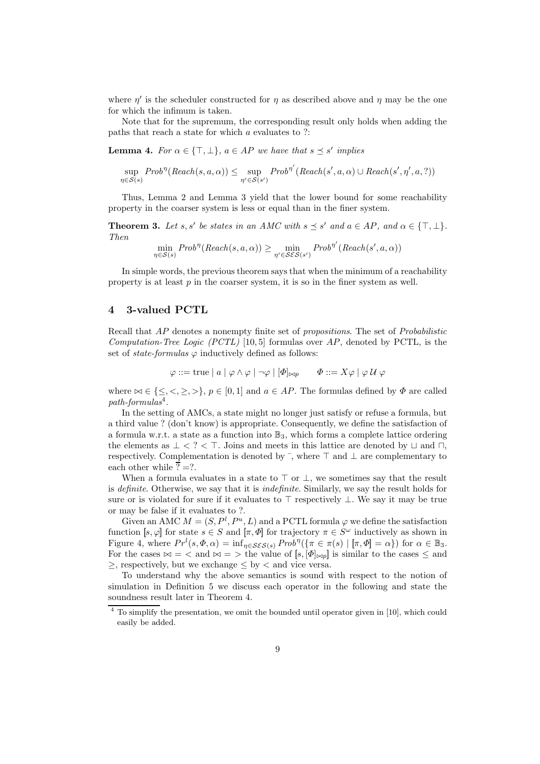where $\eta'$ is the scheduler constructed for $\eta$ as described above and $\eta$ may be the one for which the infimum is taken.

Note that for the supremum, the corresponding result only holds when adding the paths that reach a state for which $a$ evaluates to ?:

**Lemma 4.** *For $\alpha \in \{\top, \bot\}$, $a \in AP$ we have that $s \preceq s'$ implies*

$$\sup_{\eta \in \mathcal{S}(s)} Prob^{\eta}(Reach(s, a, \alpha)) \leq \sup_{\eta' \in \mathcal{S}(s')} Prob^{\eta'}(Reach(s', a, \alpha) \cup Reach(s', \eta', a, ?))$$

Thus, Lemma 2 and Lemma 3 yield that the lower bound for some reachability property in the coarser system is less or equal than in the finer system.

**Theorem 3.** *Let $s, s'$ be states in an AMC with $s \preceq s'$ and $a \in AP$, and $\alpha \in \{\top, \bot\}$. Then*

$$\min_{\eta \in \mathcal{S}(s)} Prob^{\eta}(Reach(s, a, \alpha)) \geq \min_{\eta' \in \mathcal{SES}(s')} Prob^{\eta'}(Reach(s', a, \alpha))$$

In simple words, the previous theorem says that when the minimum of a reachability property is at least $p$ in the coarser system, it is so in the finer system as well.

## 4 3-valued PCTL

Recall that $AP$ denotes a nonempty finite set of *propositions*. The set of *Probabilistic Computation-Tree Logic (PCTL)* [10, 5] formulas over $AP$, denoted by PCTL, is the set of *state-formulas* $\varphi$ inductively defined as follows:

$$\varphi ::= \text{true} \mid a \mid \varphi \wedge \varphi \mid \neg\varphi \mid [\Phi]_{\bowtie p} \qquad \Phi ::= X\varphi \mid \varphi\, \mathcal{U}\, \varphi$$

where $\bowtie \in \{\leq, <, \geq, >\}$, $p \in [0, 1]$ and $a \in AP$. The formulas defined by $\Phi$ are called *path-formulas*[4].

In the setting of AMCs, a state might no longer just satisfy or refuse a formula, but a third value ? (don't know) is appropriate. Consequently, we define the satisfaction of a formula w.r.t. a state as a function into $\mathbb{B}_3$, which forms a complete lattice ordering the elements as $\bot < ? < \top$. Joins and meets in this lattice are denoted by $\sqcup$ and $\sqcap$, respectively. Complementation is denoted by $\bar{\ }$, where $\top$ and $\bot$ are complementary to each other while $\bar{?} = ?$.

When a formula evaluates in a state to $\top$ or $\bot$, we sometimes say that the result is *definite*. Otherwise, we say that it is *indefinite*. Similarly, we say the result holds for sure or is violated for sure if it evaluates to $\top$ respectively $\bot$. We say it may be true or may be false if it evaluates to ?.

Given an AMC $M = (S, P^l, P^u, L)$ and a PCTL formula $\varphi$ we define the satisfaction function $[\![s, \varphi]\!]$ for state $s \in S$ and $[\![\pi, \Phi]\!]$ for trajectory $\pi \in S^\omega$ inductively as shown in Figure 4, where $Pr^l(s, \Phi, \alpha) = \inf_{\eta \in \mathcal{SES}(s)} Prob^{\eta}(\{\pi \in \pi(s) \mid [\![\pi, \Phi]\!] = \alpha\})$ for $\alpha \in \mathbb{B}_3$. For the cases $\bowtie = <$ and $\bowtie = >$ the value of $[\![s, [\Phi]_{\bowtie p}]\!]$ is similar to the cases $\leq$ and $\geq$, respectively, but we exchange $\leq$ by $<$ and vice versa.

To understand why the above semantics is sound with respect to the notion of simulation in Definition 5 we discuss each operator in the following and state the soundness result later in Theorem 4.

[4] To simplify the presentation, we omit the bounded until operator given in [10], which could easily be added.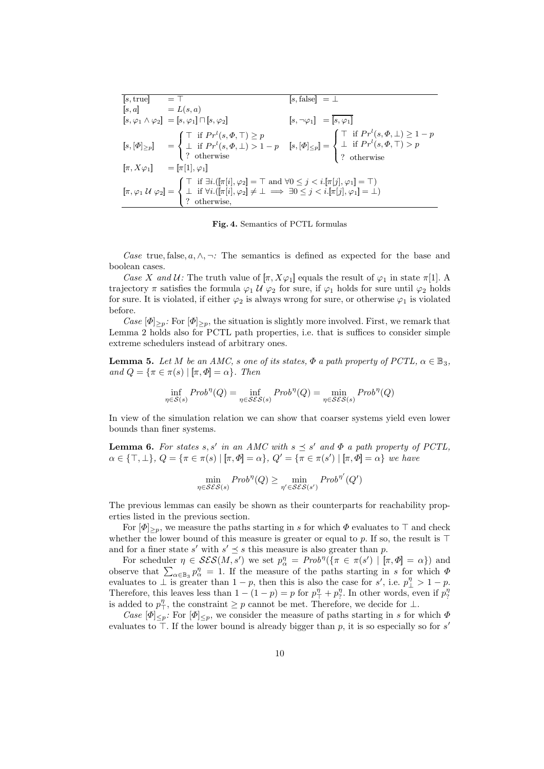| | | | |
|---|---|---|---|
| $[\![s, \text{true}]\!]$ | $= \top$ | $[\![s, \text{false}]\!]$ | $= \bot$ |
| $[\![s, a]\!]$ | $= L(s, a)$ | | |
| $[\![s, \varphi_1 \wedge \varphi_2]\!]$ | $= [\![s, \varphi_1]\!] \sqcap [\![s, \varphi_2]\!]$ | $[\![s, \neg\varphi_1]\!]$ | $= \overline{[\![s, \varphi_1]\!]}$ |
| $[\![s, [\Phi]_{\geq p}]\!]$ | $= \begin{cases} \top & \text{if } Pr^l(s, \Phi, \top) \geq p \\ \bot & \text{if } Pr^l(s, \Phi, \bot) > 1-p \\ ? & \text{otherwise} \end{cases}$ | $[\![s, [\Phi]_{\leq p}]\!]$ | $= \begin{cases} \top & \text{if } Pr^l(s, \Phi, \bot) \geq 1-p \\ \bot & \text{if } Pr^l(s, \Phi, \top) > p \\ ? & \text{otherwise} \end{cases}$ |
| $[\![\pi, X\varphi_1]\!]$ | $= [\![\pi[1], \varphi_1]\!]$ | | |
| $[\![\pi, \varphi_1 \, \mathcal{U} \, \varphi_2]\!]$ | $= \begin{cases} \top & \text{if } \exists i.([\![\pi[i], \varphi_2]\!] = \top \text{ and } \forall 0 \leq j < i.[\![\pi[j], \varphi_1]\!] = \top) \\ \bot & \text{if } \forall i.([\![\pi[i], \varphi_2]\!] \neq \bot \implies \exists 0 \leq j < i.[\![\pi[j], \varphi_1]\!] = \bot) \\ ? & \text{otherwise,} \end{cases}$ | | |

**Fig. 4.** Semantics of PCTL formulas

*Case* true, false, $a$, $\wedge$, $\neg$*:* The semantics is defined as expected for the base and boolean cases.

*Case* $X$ *and* $\mathcal{U}$*:* The truth value of $[\![\pi, X\varphi_1]\!]$ equals the result of $\varphi_1$ in state $\pi[1]$. A trajectory $\pi$ satisfies the formula $\varphi_1 \, \mathcal{U} \, \varphi_2$ for sure, if $\varphi_1$ holds for sure until $\varphi_2$ holds for sure. It is violated, if either $\varphi_2$ is always wrong for sure, or otherwise $\varphi_1$ is violated before.

*Case* $[\Phi]_{\geq p}$*:* For $[\Phi]_{\geq p}$, the situation is slightly more involved. First, we remark that Lemma 2 holds also for PCTL path properties, i.e. that is suffices to consider simple extreme schedulers instead of arbitrary ones.

**Lemma 5.** *Let $M$ be an AMC, $s$ one of its states, $\Phi$ a path property of PCTL, $\alpha \in \mathbb{B}_3$, and $Q = \{\pi \in \pi(s) \mid [\![\pi, \Phi]\!] = \alpha\}$. Then*

$$\inf_{\eta \in \mathcal{S}(s)} Prob^{\eta}(Q) = \inf_{\eta \in \mathcal{SES}(s)} Prob^{\eta}(Q) = \min_{\eta \in \mathcal{SES}(s)} Prob^{\eta}(Q)$$

In view of the simulation relation we can show that coarser systems yield even lower bounds than finer systems.

**Lemma 6.** *For states $s, s'$ in an AMC with $s \preceq s'$ and $\Phi$ a path property of PCTL, $\alpha \in \{\top, \bot\}$, $Q = \{\pi \in \pi(s) \mid [\![\pi, \Phi]\!] = \alpha\}$, $Q' = \{\pi \in \pi(s') \mid [\![\pi, \Phi]\!] = \alpha\}$ we have*

$$\min_{\eta \in \mathcal{SES}(s)} Prob^{\eta}(Q) \geq \min_{\eta' \in \mathcal{SES}(s')} Prob^{\eta'}(Q')$$

The previous lemmas can easily be shown as their counterparts for reachability properties listed in the previous section.

For $[\Phi]_{\geq p}$, we measure the paths starting in $s$ for which $\Phi$ evaluates to $\top$ and check whether the lower bound of this measure is greater or equal to $p$. If so, the result is $\top$ and for a finer state $s'$ with $s' \preceq s$ this measure is also greater than $p$.

For scheduler $\eta \in \mathcal{SES}(M, s')$ we set $p^{\eta}_{\alpha} = Prob^{\eta}(\{\pi \in \pi(s') \mid [\![\pi, \Phi]\!] = \alpha\})$ and observe that $\sum_{\alpha \in \mathbb{B}_3} p^{\eta}_{\alpha} = 1$. If the measure of the paths starting in $s$ for which $\Phi$ evaluates to $\bot$ is greater than $1-p$, then this is also the case for $s'$, i.e. $p^{\eta}_{\bot} > 1-p$. Therefore, this leaves less than $1-(1-p) = p$ for $p^{\eta}_{\top} + p^{\eta}_{?}$. In other words, even if $p^{\eta}_{?}$ is added to $p^{\eta}_{\top}$, the constraint $\geq p$ cannot be met. Therefore, we decide for $\bot$.

*Case* $[\Phi]_{\leq p}$*:* For $[\Phi]_{\leq p}$, we consider the measure of paths starting in $s$ for which $\Phi$ evaluates to $\top$. If the lower bound is already bigger than $p$, it is so especially so for $s'$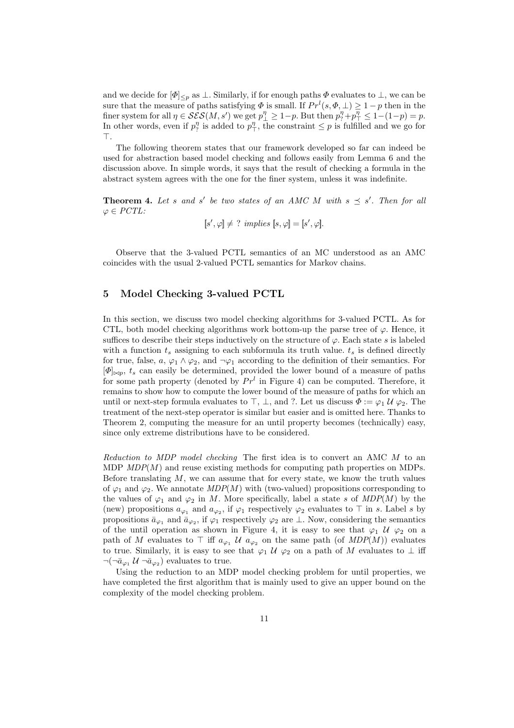and we decide for $[\Phi]_{\leq p}$ as $\bot$. Similarly, if for enough paths $\Phi$ evaluates to $\bot$, we can be sure that the measure of paths satisfying $\Phi$ is small. If $Pr^l(s, \Phi, \bot) \geq 1-p$ then in the finer system for all $\eta \in \mathcal{SES}(M, s')$ we get $p^\eta_\bot \geq 1-p$. But then $p^\eta_? + p^\eta_\top \leq 1-(1-p) = p$. In other words, even if $p^\eta_?$ is added to $p^\eta_\top$, the constraint $\leq p$ is fulfilled and we go for $\top$.

The following theorem states that our framework developed so far can indeed be used for abstraction based model checking and follows easily from Lemma 6 and the discussion above. In simple words, it says that the result of checking a formula in the abstract system agrees with the one for the finer system, unless it was indefinite.

**Theorem 4.** *Let $s$ and $s'$ be two states of an AMC $M$ with $s \preceq s'$. Then for all $\varphi \in$ PCTL:*

$$[\![s', \varphi]\!] \neq \; ? \; \textit{implies} \; [\![s, \varphi]\!] = [\![s', \varphi]\!].$$

Observe that the 3-valued PCTL semantics of an MC understood as an AMC coincides with the usual 2-valued PCTL semantics for Markov chains.

## 5 Model Checking 3-valued PCTL

In this section, we discuss two model checking algorithms for 3-valued PCTL. As for CTL, both model checking algorithms work bottom-up the parse tree of $\varphi$. Hence, it suffices to describe their steps inductively on the structure of $\varphi$. Each state $s$ is labeled with a function $t_s$ assigning to each subformula its truth value. $t_s$ is defined directly for true, false, $a$, $\varphi_1 \wedge \varphi_2$, and $\neg\varphi_1$ according to the definition of their semantics. For $[\Phi]_{\bowtie p}$, $t_s$ can easily be determined, provided the lower bound of a measure of paths for some path property (denoted by $Pr^l$ in Figure 4) can be computed. Therefore, it remains to show how to compute the lower bound of the measure of paths for which an until or next-step formula evaluates to $\top$, $\bot$, and ?. Let us discuss $\Phi := \varphi_1 \, \mathcal{U} \, \varphi_2$. The treatment of the next-step operator is similar but easier and is omitted here. Thanks to Theorem 2, computing the measure for an until property becomes (technically) easy, since only extreme distributions have to be considered.

*Reduction to MDP model checking* The first idea is to convert an AMC $M$ to an MDP *MDP*($M$) and reuse existing methods for computing path properties on MDPs. Before translating $M$, we can assume that for every state, we know the truth values of $\varphi_1$ and $\varphi_2$. We annotate *MDP*($M$) with (two-valued) propositions corresponding to the values of $\varphi_1$ and $\varphi_2$ in $M$. More specifically, label a state $s$ of *MDP*($M$) by the (new) propositions $a_{\varphi_1}$ and $a_{\varphi_2}$, if $\varphi_1$ respectively $\varphi_2$ evaluates to $\top$ in $s$. Label $s$ by propositions $\bar{a}_{\varphi_1}$ and $\bar{a}_{\varphi_2}$, if $\varphi_1$ respectively $\varphi_2$ are $\bot$. Now, considering the semantics of the until operation as shown in Figure 4, it is easy to see that $\varphi_1 \, \mathcal{U} \, \varphi_2$ on a path of $M$ evaluates to $\top$ iff $a_{\varphi_1} \, \mathcal{U} \, a_{\varphi_2}$ on the same path (of *MDP*($M$)) evaluates to true. Similarly, it is easy to see that $\varphi_1 \, \mathcal{U} \, \varphi_2$ on a path of $M$ evaluates to $\bot$ iff $\neg(\neg\bar{a}_{\varphi_1} \, \mathcal{U} \, \neg\bar{a}_{\varphi_2})$ evaluates to true.

Using the reduction to an MDP model checking problem for until properties, we have completed the first algorithm that is mainly used to give an upper bound on the complexity of the model checking problem.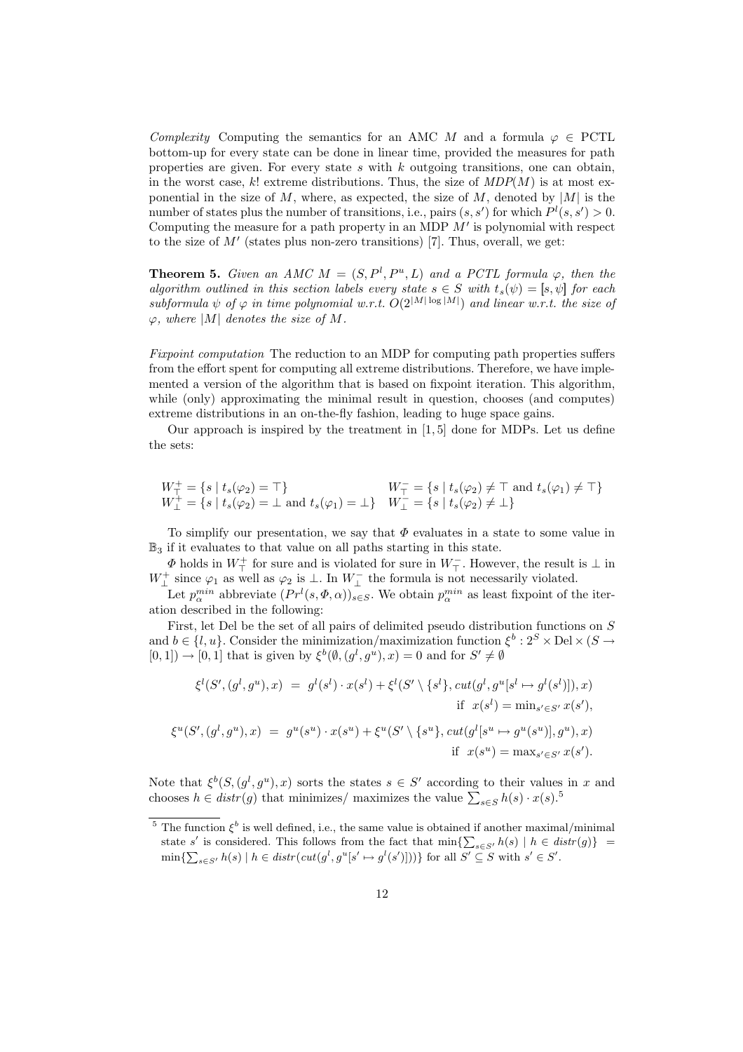*Complexity* Computing the semantics for an AMC $M$ and a formula $\varphi \in$ PCTL bottom-up for every state can be done in linear time, provided the measures for path properties are given. For every state $s$ with $k$ outgoing transitions, one can obtain, in the worst case, $k!$ extreme distributions. Thus, the size of $MDP(M)$ is at most exponential in the size of $M$, where, as expected, the size of $M$, denoted by $|M|$ is the number of states plus the number of transitions, i.e., pairs $(s, s')$ for which $P^l(s, s') > 0$. Computing the measure for a path property in an MDP $M'$ is polynomial with respect to the size of $M'$ (states plus non-zero transitions) [7]. Thus, overall, we get:

**Theorem 5.** *Given an AMC $M = (S, P^l, P^u, L)$ and a PCTL formula $\varphi$, then the algorithm outlined in this section labels every state $s \in S$ with $t_s(\psi) = [\![s, \psi]\!]$ for each subformula $\psi$ of $\varphi$ in time polynomial w.r.t. $O(2^{|M| \log |M|})$ and linear w.r.t. the size of $\varphi$, where $|M|$ denotes the size of $M$.*

*Fixpoint computation* The reduction to an MDP for computing path properties suffers from the effort spent for computing all extreme distributions. Therefore, we have implemented a version of the algorithm that is based on fixpoint iteration. This algorithm, while (only) approximating the minimal result in question, chooses (and computes) extreme distributions in an on-the-fly fashion, leading to huge space gains.

Our approach is inspired by the treatment in [1, 5] done for MDPs. Let us define the sets:

$$W_\top^+ = \{s \mid t_s(\varphi_2) = \top\} \qquad W_\top^- = \{s \mid t_s(\varphi_2) \neq \top \text{ and } t_s(\varphi_1) \neq \top\}$$
$$W_\bot^+ = \{s \mid t_s(\varphi_2) = \bot \text{ and } t_s(\varphi_1) = \bot\} \quad W_\bot^- = \{s \mid t_s(\varphi_2) \neq \bot\}$$

To simplify our presentation, we say that $\Phi$ evaluates in a state to some value in $\mathbb{B}_3$ if it evaluates to that value on all paths starting in this state.

$\Phi$ holds in $W_\top^+$ for sure and is violated for sure in $W_\top^-$. However, the result is $\bot$ in $W_\bot^+$ since $\varphi_1$ as well as $\varphi_2$ is $\bot$. In $W_\bot^-$ the formula is not necessarily violated.

Let $p_\alpha^{min}$ abbreviate $(Pr^l(s, \Phi, \alpha))_{s \in S}$. We obtain $p_\alpha^{min}$ as least fixpoint of the iteration described in the following:

First, let Del be the set of all pairs of delimited pseudo distribution functions on $S$ and $b \in \{l, u\}$. Consider the minimization/maximization function $\xi^b : 2^S \times \text{Del} \times (S \to [0, 1]) \to [0, 1]$ that is given by $\xi^b(\emptyset, (g^l, g^u), x) = 0$ and for $S' \neq \emptyset$

$$\xi^l(S', (g^l, g^u), x) \;=\; g^l(s^l) \cdot x(s^l) + \xi^l(S' \setminus \{s^l\}, cut(g^l, g^u[s^l \mapsto g^l(s^l)]), x) \quad \text{if } \; x(s^l) = \min_{s' \in S'} x(s'),$$

$$\xi^u(S', (g^l, g^u), x) \;=\; g^u(s^u) \cdot x(s^u) + \xi^u(S' \setminus \{s^u\}, cut(g^l[s^u \mapsto g^u(s^u)], g^u), x) \quad \text{if } \; x(s^u) = \max_{s' \in S'} x(s').$$

Note that $\xi^b(S, (g^l, g^u), x)$ sorts the states $s \in S'$ according to their values in $x$ and chooses $h \in distr(g)$ that minimizes/ maximizes the value $\sum_{s \in S} h(s) \cdot x(s)$.[5]

[5] The function $\xi^b$ is well defined, i.e., the same value is obtained if another maximal/minimal state $s'$ is considered. This follows from the fact that $\min\{\sum_{s \in S'} h(s) \mid h \in distr(g)\} = \min\{\sum_{s \in S'} h(s) \mid h \in distr(cut(g^l, g^u[s' \mapsto g^l(s')]))\}$ for all $S' \subseteq S$ with $s' \in S'$.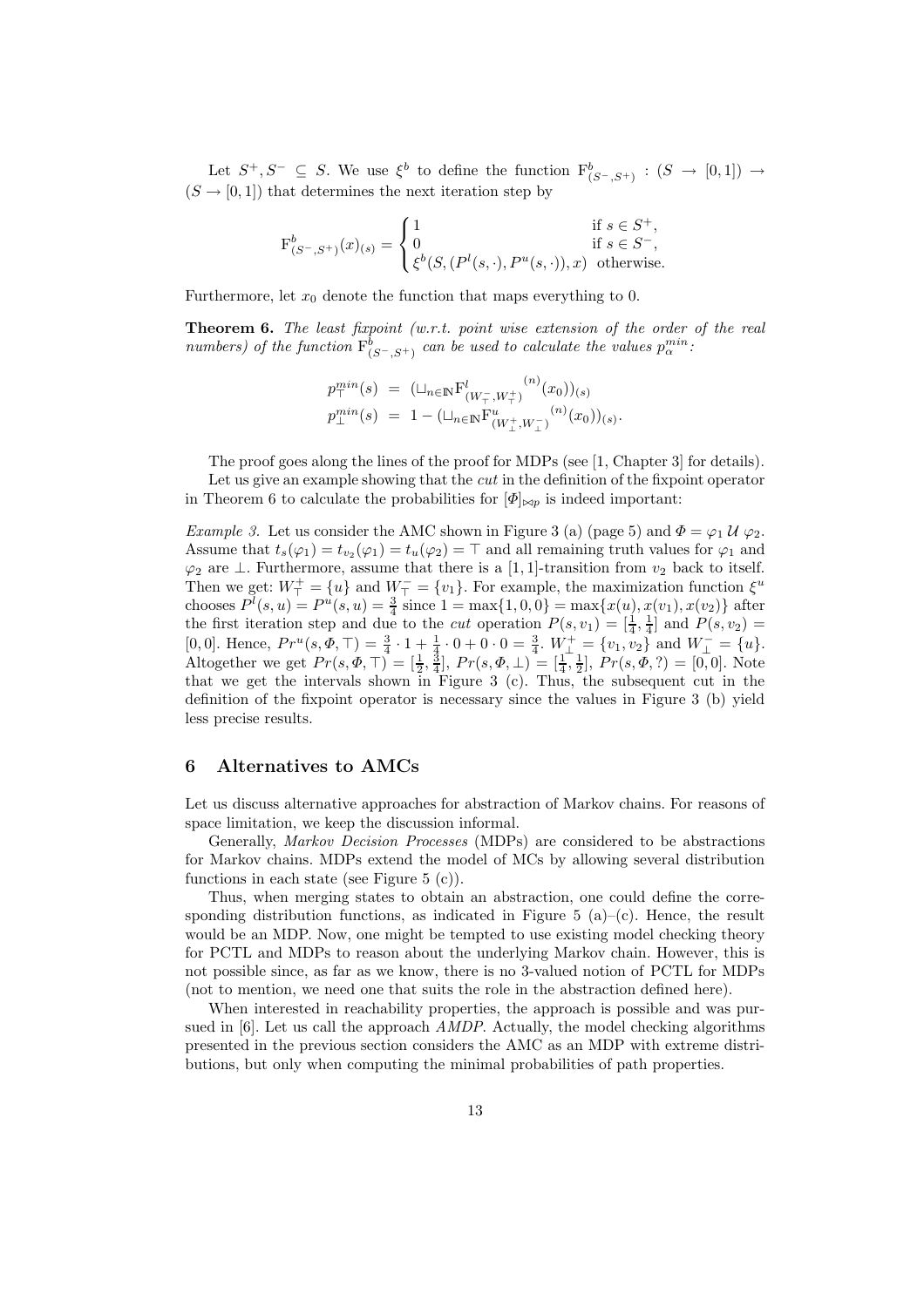Let $S^+, S^- \subseteq S$. We use $\xi^b$ to define the function $\mathrm{F}^b_{(S^-,S^+)} : (S \to [0,1]) \to (S \to [0,1])$ that determines the next iteration step by

$$\mathrm{F}^b_{(S^-,S^+)}(x)_{(s)} = \begin{cases} 1 & \text{if } s \in S^+, \\ 0 & \text{if } s \in S^-, \\ \xi^b(S, (P^l(s,\cdot), P^u(s,\cdot)), x) & \text{otherwise.} \end{cases}$$

Furthermore, let $x_0$ denote the function that maps everything to 0.

**Theorem 6.** *The least fixpoint (w.r.t. point wise extension of the order of the real numbers) of the function* $\mathrm{F}^b_{(S^-,S^+)}$ *can be used to calculate the values* $p^{min}_\alpha$*:*

$$p^{min}_\top(s) \;=\; (\sqcup_{n\in\mathbb{N}} {\mathrm{F}^l_{(W^-_\top, W^+_\top)}}^{(n)}(x_0))_{(s)}$$
$$p^{min}_\bot(s) \;=\; 1 - (\sqcup_{n\in\mathbb{N}} {\mathrm{F}^u_{(W^+_\bot, W^-_\bot)}}^{(n)}(x_0))_{(s)}.$$

The proof goes along the lines of the proof for MDPs (see [1, Chapter 3] for details).

Let us give an example showing that the *cut* in the definition of the fixpoint operator in Theorem 6 to calculate the probabilities for $[\Phi]_{\bowtie p}$ is indeed important:

*Example 3.* Let us consider the AMC shown in Figure 3 (a) (page 5) and $\Phi = \varphi_1 \;\mathcal{U}\; \varphi_2$. Assume that $t_s(\varphi_1) = t_{v_2}(\varphi_1) = t_u(\varphi_2) = \top$ and all remaining truth values for $\varphi_1$ and $\varphi_2$ are $\bot$. Furthermore, assume that there is a $[1,1]$-transition from $v_2$ back to itself. Then we get: $W^+_\top = \{u\}$ and $W^-_\top = \{v_1\}$. For example, the maximization function $\xi^u$ chooses $P^l(s,u) = P^u(s,u) = \frac{3}{4}$ since $1 = \max\{1,0,0\} = \max\{x(u), x(v_1), x(v_2)\}$ after the first iteration step and due to the *cut* operation $P(s,v_1) = [\frac{1}{4}, \frac{1}{4}]$ and $P(s,v_2) = [0,0]$. Hence, $Pr^u(s,\Phi,\top) = \frac{3}{4}\cdot 1 + \frac{1}{4}\cdot 0 + 0\cdot 0 = \frac{3}{4}$. $W^+_\bot = \{v_1, v_2\}$ and $W^-_\bot = \{u\}$. Altogether we get $Pr(s,\Phi,\top) = [\frac{1}{2}, \frac{3}{4}]$, $Pr(s,\Phi,\bot) = [\frac{1}{4}, \frac{1}{2}]$, $Pr(s,\Phi,?) = [0,0]$. Note that we get the intervals shown in Figure 3 (c). Thus, the subsequent cut in the definition of the fixpoint operator is necessary since the values in Figure 3 (b) yield less precise results.

## 6 Alternatives to AMCs

Let us discuss alternative approaches for abstraction of Markov chains. For reasons of space limitation, we keep the discussion informal.

Generally, *Markov Decision Processes* (MDPs) are considered to be abstractions for Markov chains. MDPs extend the model of MCs by allowing several distribution functions in each state (see Figure 5 (c)).

Thus, when merging states to obtain an abstraction, one could define the corresponding distribution functions, as indicated in Figure 5 (a)–(c). Hence, the result would be an MDP. Now, one might be tempted to use existing model checking theory for PCTL and MDPs to reason about the underlying Markov chain. However, this is not possible since, as far as we know, there is no 3-valued notion of PCTL for MDPs (not to mention, we need one that suits the role in the abstraction defined here).

When interested in reachability properties, the approach is possible and was pursued in [6]. Let us call the approach *AMDP*. Actually, the model checking algorithms presented in the previous section considers the AMC as an MDP with extreme distributions, but only when computing the minimal probabilities of path properties.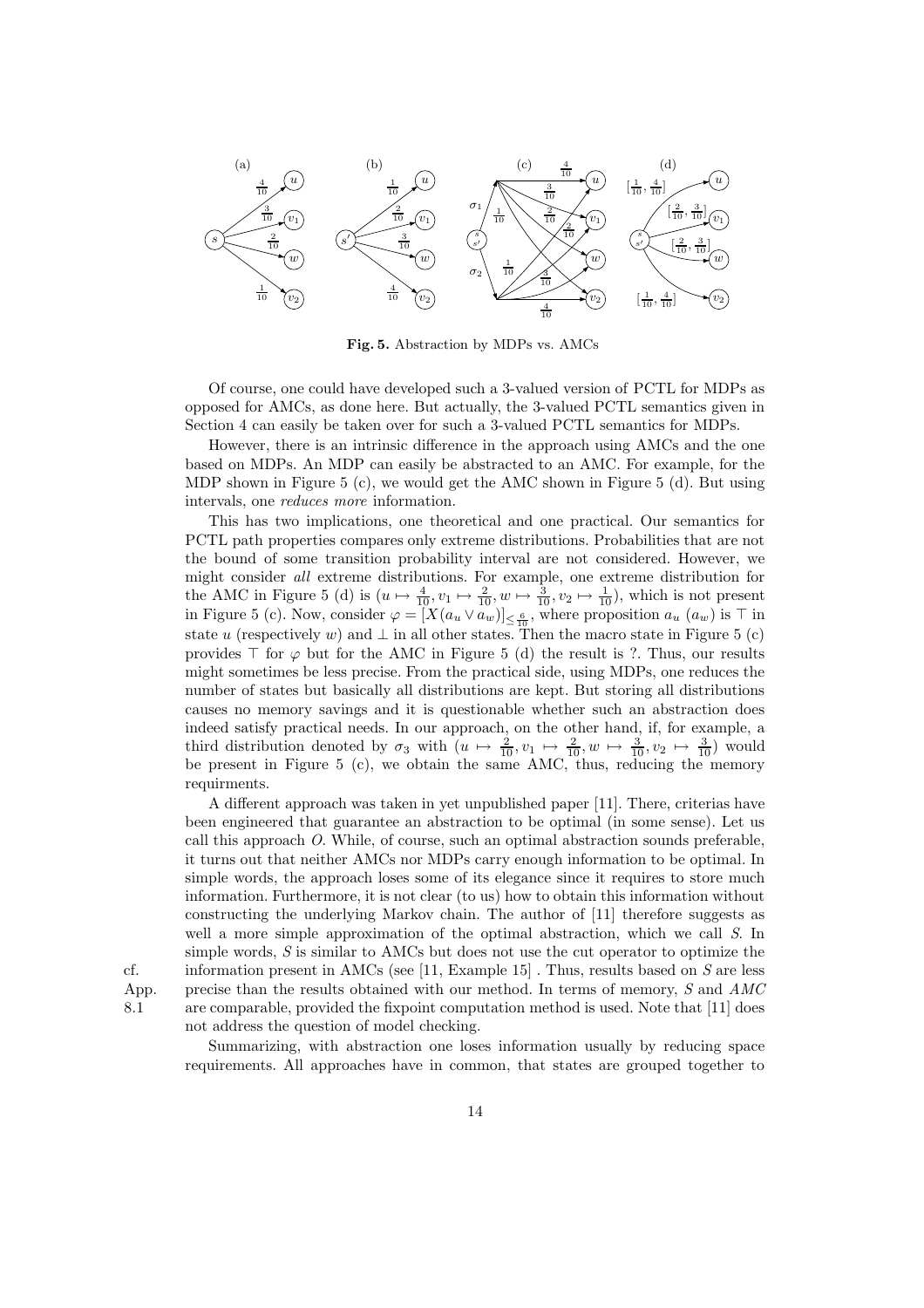**Fig. 5.** Abstraction by MDPs vs. AMCs

Of course, one could have developed such a 3-valued version of PCTL for MDPs as opposed for AMCs, as done here. But actually, the 3-valued PCTL semantics given in Section 4 can easily be taken over for such a 3-valued PCTL semantics for MDPs.

However, there is an intrinsic difference in the approach using AMCs and the one based on MDPs. An MDP can easily be abstracted to an AMC. For example, for the MDP shown in Figure 5 (c), we would get the AMC shown in Figure 5 (d). But using intervals, one *reduces more* information.

This has two implications, one theoretical and one practical. Our semantics for PCTL path properties compares only extreme distributions. Probabilities that are not the bound of some transition probability interval are not considered. However, we might consider *all* extreme distributions. For example, one extreme distribution for the AMC in Figure 5 (d) is $(u \mapsto \frac{4}{10}, v_1 \mapsto \frac{2}{10}, w \mapsto \frac{3}{10}, v_2 \mapsto \frac{1}{10})$, which is not present in Figure 5 (c). Now, consider $\varphi = [X(a_u \vee a_w)]_{\leq \frac{6}{10}}$, where proposition $a_u$ ($a_w$) is $\top$ in state $u$ (respectively $w$) and $\bot$ in all other states. Then the macro state in Figure 5 (c) provides $\top$ for $\varphi$ but for the AMC in Figure 5 (d) the result is ?. Thus, our results might sometimes be less precise. From the practical side, using MDPs, one reduces the number of states but basically all distributions are kept. But storing all distributions causes no memory savings and it is questionable whether such an abstraction does indeed satisfy practical needs. In our approach, on the other hand, if, for example, a third distribution denoted by $\sigma_3$ with $(u \mapsto \frac{2}{10}, v_1 \mapsto \frac{2}{10}, w \mapsto \frac{3}{10}, v_2 \mapsto \frac{3}{10})$ would be present in Figure 5 (c), we obtain the same AMC, thus, reducing the memory requirments.

A different approach was taken in yet unpublished paper [11]. There, criterias have been engineered that guarantee an abstraction to be optimal (in some sense). Let us call this approach $O$. While, of course, such an optimal abstraction sounds preferable, it turns out that neither AMCs nor MDPs carry enough information to be optimal. In simple words, the approach loses some of its elegance since it requires to store much information. Furthermore, it is not clear (to us) how to obtain this information without constructing the underlying Markov chain. The author of [11] therefore suggests as well a more simple approximation of the optimal abstraction, which we call $S$. In simple words, $S$ is similar to AMCs but does not use the cut operator to optimize the information present in AMCs (see [11, Example 15] . Thus, results based on $S$ are less precise than the results obtained with our method. In terms of memory, $S$ and *AMC* are comparable, provided the fixpoint computation method is used. Note that [11] does not address the question of model checking. (cf. App. 8.1)

Summarizing, with abstraction one loses information usually by reducing space requirements. All approaches have in common, that states are grouped together to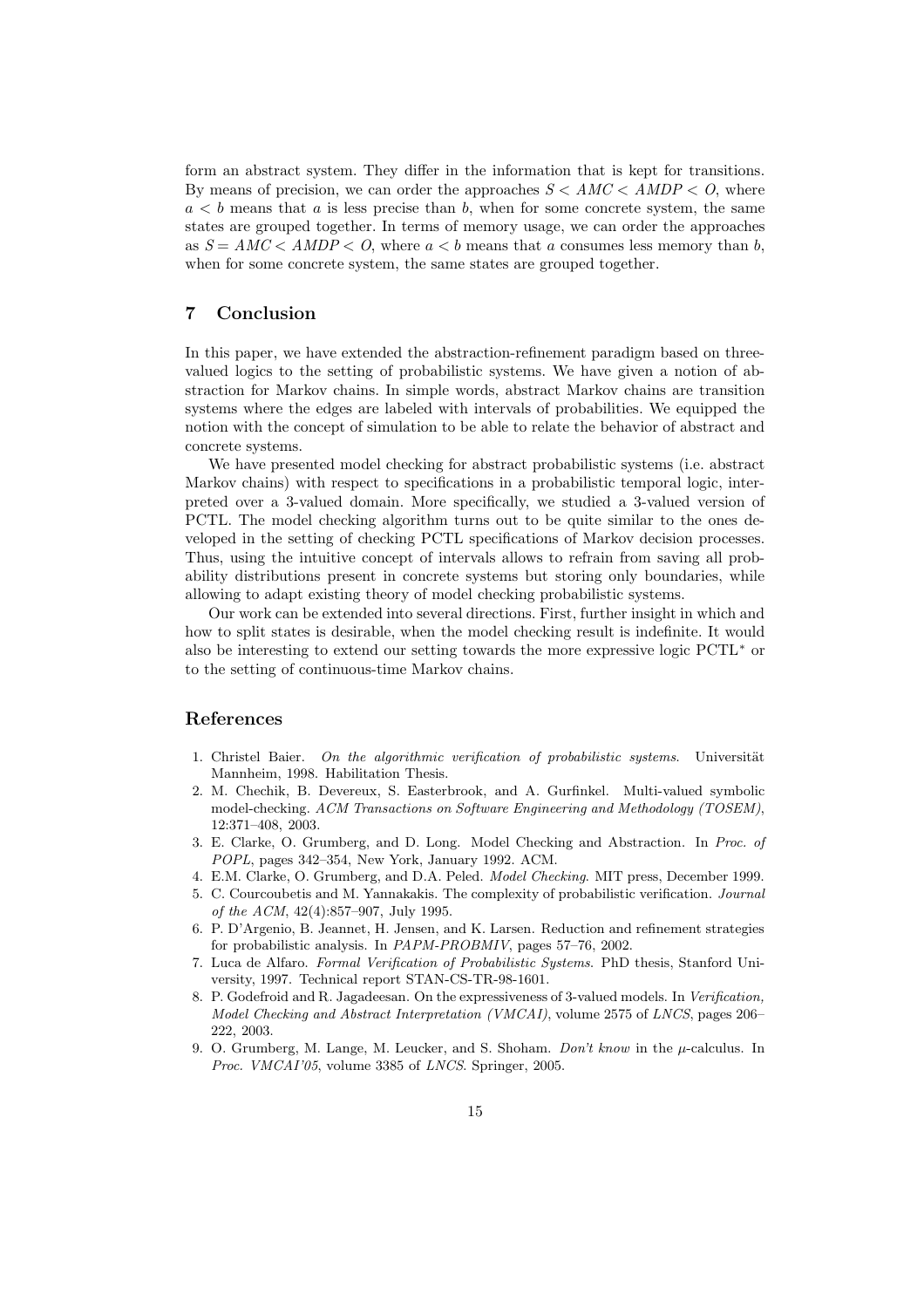form an abstract system. They differ in the information that is kept for transitions. By means of precision, we can order the approaches $S < AMC < AMDP < O$, where $a < b$ means that $a$ is less precise than $b$, when for some concrete system, the same states are grouped together. In terms of memory usage, we can order the approaches as $S = AMC < AMDP < O$, where $a < b$ means that $a$ consumes less memory than $b$, when for some concrete system, the same states are grouped together.

## 7 Conclusion

In this paper, we have extended the abstraction-refinement paradigm based on three-valued logics to the setting of probabilistic systems. We have given a notion of abstraction for Markov chains. In simple words, abstract Markov chains are transition systems where the edges are labeled with intervals of probabilities. We equipped the notion with the concept of simulation to be able to relate the behavior of abstract and concrete systems.

We have presented model checking for abstract probabilistic systems (i.e. abstract Markov chains) with respect to specifications in a probabilistic temporal logic, interpreted over a 3-valued domain. More specifically, we studied a 3-valued version of PCTL. The model checking algorithm turns out to be quite similar to the ones developed in the setting of checking PCTL specifications of Markov decision processes. Thus, using the intuitive concept of intervals allows to refrain from saving all probability distributions present in concrete systems but storing only boundaries, while allowing to adapt existing theory of model checking probabilistic systems.

Our work can be extended into several directions. First, further insight in which and how to split states is desirable, when the model checking result is indefinite. It would also be interesting to extend our setting towards the more expressive logic PCTL$^*$ or to the setting of continuous-time Markov chains.

## References

1. Christel Baier. *On the algorithmic verification of probabilistic systems*. Universität Mannheim, 1998. Habilitation Thesis.
2. M. Chechik, B. Devereux, S. Easterbrook, and A. Gurfinkel. Multi-valued symbolic model-checking. *ACM Transactions on Software Engineering and Methodology (TOSEM)*, 12:371–408, 2003.
3. E. Clarke, O. Grumberg, and D. Long. Model Checking and Abstraction. In *Proc. of POPL*, pages 342–354, New York, January 1992. ACM.
4. E.M. Clarke, O. Grumberg, and D.A. Peled. *Model Checking*. MIT press, December 1999.
5. C. Courcoubetis and M. Yannakakis. The complexity of probabilistic verification. *Journal of the ACM*, 42(4):857–907, July 1995.
6. P. D'Argenio, B. Jeannet, H. Jensen, and K. Larsen. Reduction and refinement strategies for probabilistic analysis. In *PAPM-PROBMIV*, pages 57–76, 2002.
7. Luca de Alfaro. *Formal Verification of Probabilistic Systems*. PhD thesis, Stanford University, 1997. Technical report STAN-CS-TR-98-1601.
8. P. Godefroid and R. Jagadeesan. On the expressiveness of 3-valued models. In *Verification, Model Checking and Abstract Interpretation (VMCAI)*, volume 2575 of *LNCS*, pages 206–222, 2003.
9. O. Grumberg, M. Lange, M. Leucker, and S. Shoham. *Don't know* in the $\mu$-calculus. In *Proc. VMCAI'05*, volume 3385 of *LNCS*. Springer, 2005.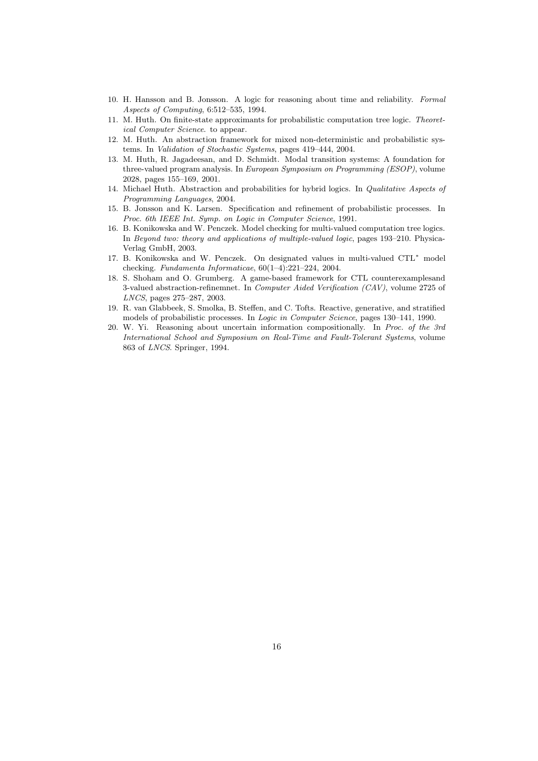10. H. Hansson and B. Jonsson. A logic for reasoning about time and reliability. *Formal Aspects of Computing*, 6:512–535, 1994.
11. M. Huth. On finite-state approximants for probabilistic computation tree logic. *Theoretical Computer Science*. to appear.
12. M. Huth. An abstraction framework for mixed non-deterministic and probabilistic systems. In *Validation of Stochastic Systems*, pages 419–444, 2004.
13. M. Huth, R. Jagadeesan, and D. Schmidt. Modal transition systems: A foundation for three-valued program analysis. In *European Symposium on Programming (ESOP)*, volume 2028, pages 155–169, 2001.
14. Michael Huth. Abstraction and probabilities for hybrid logics. In *Qualitative Aspects of Programming Languages*, 2004.
15. B. Jonsson and K. Larsen. Specification and refinement of probabilistic processes. In *Proc. 6th IEEE Int. Symp. on Logic in Computer Science*, 1991.
16. B. Konikowska and W. Penczek. Model checking for multi-valued computation tree logics. In *Beyond two: theory and applications of multiple-valued logic*, pages 193–210. Physica-Verlag GmbH, 2003.
17. B. Konikowska and W. Penczek. On designated values in multi-valued CTL$^*$ model checking. *Fundamenta Informaticae*, 60(1–4):221–224, 2004.
18. S. Shoham and O. Grumberg. A game-based framework for CTL counterexamplesand 3-valued abstraction-refinemnet. In *Computer Aided Verification (CAV)*, volume 2725 of *LNCS*, pages 275–287, 2003.
19. R. van Glabbeek, S. Smolka, B. Steffen, and C. Tofts. Reactive, generative, and stratified models of probabilistic processes. In *Logic in Computer Science*, pages 130–141, 1990.
20. W. Yi. Reasoning about uncertain information compositionally. In *Proc. of the 3rd International School and Symposium on Real-Time and Fault-Tolerant Systems*, volume 863 of *LNCS*. Springer, 1994.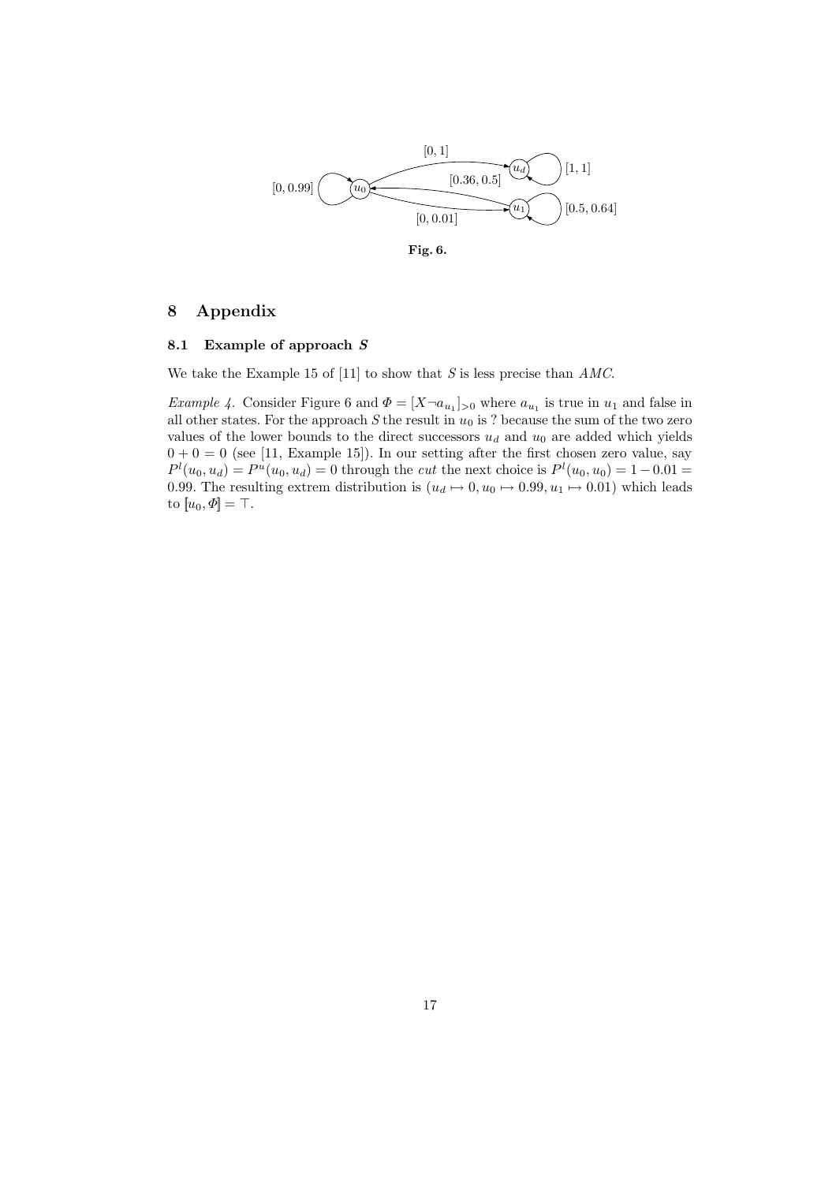[0, 1]

$u_d$

[1, 1]

[0.36, 0.5]

[0, 0.99]

$u_0$

$u_1$

[0.5, 0.64]

[0, 0.01]

**Fig. 6.**

# 8 Appendix

## 8.1 Example of approach *S*

We take the Example 15 of [11] to show that $S$ is less precise than *AMC*.

*Example 4.* Consider Figure 6 and $\Phi = [X\neg a_{u_1}]_{>0}$ where $a_{u_1}$ is true in $u_1$ and false in all other states. For the approach $S$ the result in $u_0$ is ? because the sum of the two zero values of the lower bounds to the direct successors $u_d$ and $u_0$ are added which yields $0 + 0 = 0$ (see [11, Example 15]). In our setting after the first chosen zero value, say $P^l(u_0, u_d) = P^u(u_0, u_d) = 0$ through the *cut* the next choice is $P^l(u_0, u_0) = 1 - 0.01 = 0.99$. The resulting extrem distribution is $(u_d \mapsto 0, u_0 \mapsto 0.99, u_1 \mapsto 0.01)$ which leads to $[\![u_0, \Phi]\!] = \top$.